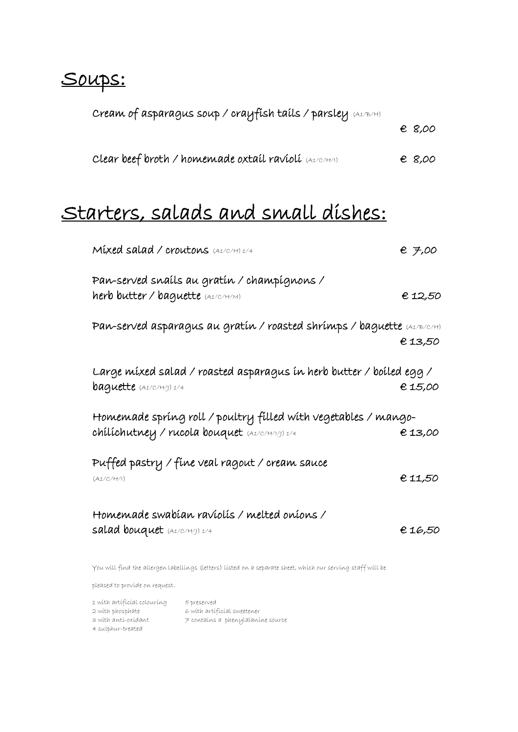# Soups:

Cream of asparagus soup / crayfish tails / parsley (A1/B/H)
€ 8,00

Clear beef broth / homemade oxtail ravioli (A1/C/H/I) € 8,00

# Starters, salads and small dishes:

Mixed salad / croutons (A1/C/H) 1/4 € 7,00

Pan-served snails au gratin / champignons / herb butter / baguette (A1/C/H/M) € 12,50

Pan-served asparagus au gratin / roasted shrimps / baguette (A1/B/C/H)
€ 13,50

Large mixed salad / roasted asparagus in herb butter / boiled egg / baguette (A1/C/H/J) 1/4 € 15,00

Homemade spring roll / poultry filled with vegetables / mango-chilichutney / rucola bouquet (A1/C/H/I/J) 1/4 € 13,00

Puffed pastry / fine veal ragout / cream sauce (A1/C/H/I) € 11,50

Homemade swabian raviolis / melted onions / salad bouquet (A1/C/H/J) 1/4 € 16,50

You will find the allergen labellings (letters) listed on a separate sheet, which our serving staff will be pleased to provide on request.

1 with artificial colouring
2 with phosphate
3 with anti-oxidant
4 sulphur-treated
5 preserved
6 with artificial sweetener
7 contains a phenylalanine source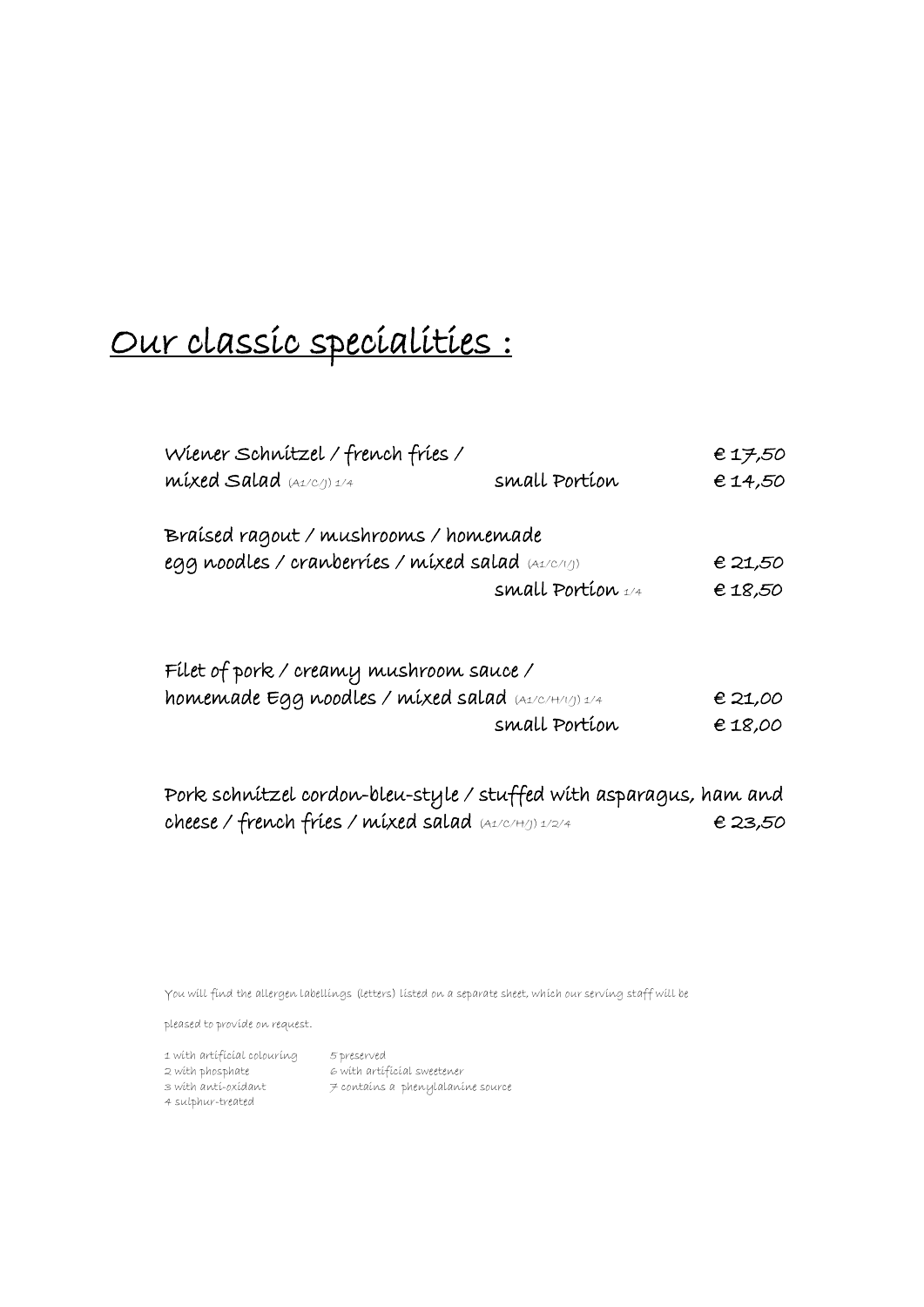# Our classic specialities :

| | | |
|---|---|---|
| Wiener Schnitzel / french fries / | | € 17,50 |
| mixed Salad (A1/C/J) 1/4 | small Portion | € 14,50 |
| Braised ragout / mushrooms / homemade | | |
| egg noodles / cranberries / mixed salad (A1/C/I/J) | | € 21,50 |
| | small Portion 1/4 | € 18,50 |
| Filet of pork / creamy mushroom sauce / | | |
| homemade Egg noodles / mixed salad (A1/C/H/I/J) 1/4 | | € 21,00 |
| | small Portion | € 18,00 |
| Pork schnitzel cordon-bleu-style / stuffed with asparagus, ham and cheese / french fries / mixed salad (A1/C/H/J) 1/2/4 | | € 23,50 |

You will find the allergen labellings (letters) listed on a separate sheet, which our serving staff will be pleased to provide on request.

1 with artificial colouring
2 with phosphate
3 with anti-oxidant
4 sulphur-treated
5 preserved
6 with artificial sweetener
7 contains a phenylalanine source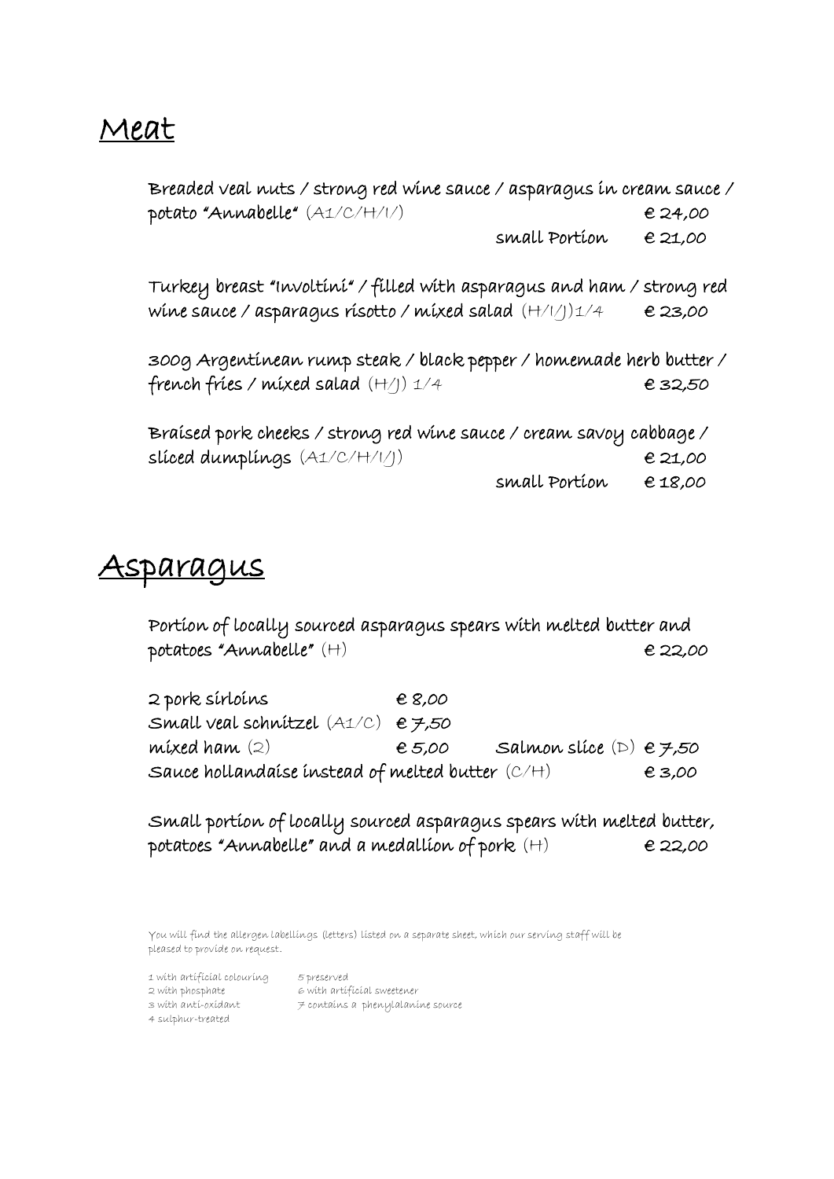# Meat

**Breaded veal nuts / strong red wine sauce / asparagus in cream sauce / potato "Annabelle"** (A1/C/H/I/) **€ 24,00**
small Portion **€ 21,00**

**Turkey breast "Involtini" / filled with asparagus and ham / strong red wine sauce / asparagus risotto / mixed salad** (H/I/J)1/4 **€ 23,00**

**300g Argentinean rump steak / black pepper / homemade herb butter / french fries / mixed salad** (H/J) 1/4 **€ 32,50**

**Braised pork cheeks / strong red wine sauce / cream savoy cabbage / sliced dumplings** (A1/C/H/I/J) **€ 21,00**
small Portion **€ 18,00**

# Asparagus

**Portion of locally sourced asparagus spears with melted butter and potatoes "Annabelle"** (H) **€ 22,00**

**2 pork sirloins** **€ 8,00**
**Small veal schnitzel** (A1/C) **€ 7,50**
**mixed ham** (2) **€ 5,00** **Salmon slice** (D) **€ 7,50**
**Sauce hollandaise instead of melted butter** (C/H) **€ 3,00**

**Small portion of locally sourced asparagus spears with melted butter, potatoes "Annabelle" and a medallion of pork** (H) **€ 22,00**

You will find the allergen labellings (letters) listed on a separate sheet, which our serving staff will be pleased to provide on request.

1 with artificial colouring
2 with phosphate
3 with anti-oxidant
4 sulphur-treated
5 preserved
6 with artificial sweetener
7 contains a phenylalanine source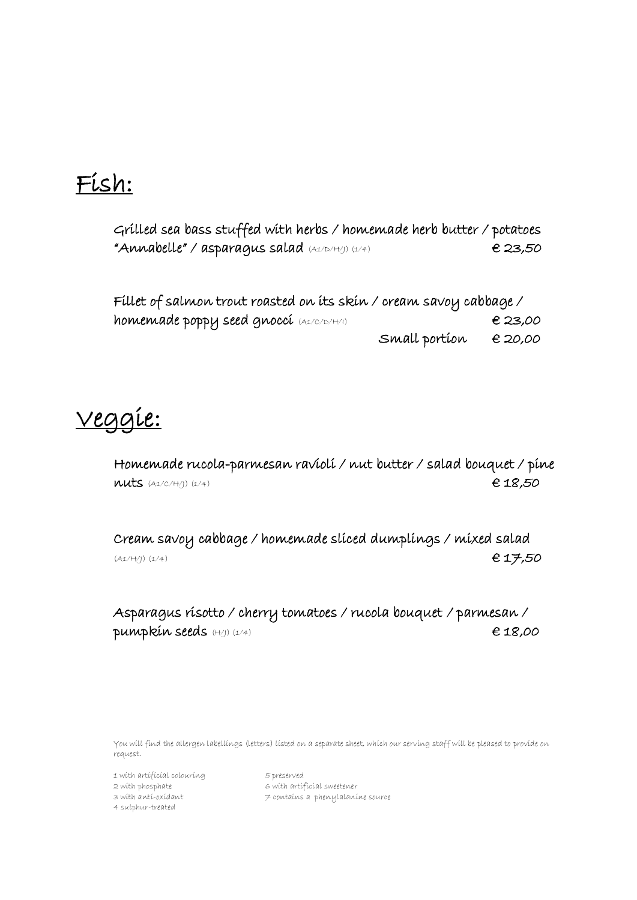## Fish:

Grilled sea bass stuffed with herbs / homemade herb butter / potatoes "Annabelle" / asparagus salad (A1/D/H/J) (1/4) € 23,50

Fillet of salmon trout roasted on its skin / cream savoy cabbage / homemade poppy seed gnocci (A1/C/D/H/I) € 23,00
Small portion € 20,00

## Veggie:

Homemade rucola-parmesan ravioli / nut butter / salad bouquet / pine nuts (A1/C/H/J) (1/4) € 18,50

Cream savoy cabbage / homemade sliced dumplings / mixed salad (A1/H/J) (1/4) € 17,50

Asparagus risotto / cherry tomatoes / rucola bouquet / parmesan / pumpkin seeds (H/J) (1/4) € 18,00

You will find the allergen labellings (letters) listed on a separate sheet, which our serving staff will be pleased to provide on request.

1 with artificial colouring
2 with phosphate
3 with anti-oxidant
4 sulphur-treated
5 preserved
6 with artificial sweetener
7 contains a phenylalanine source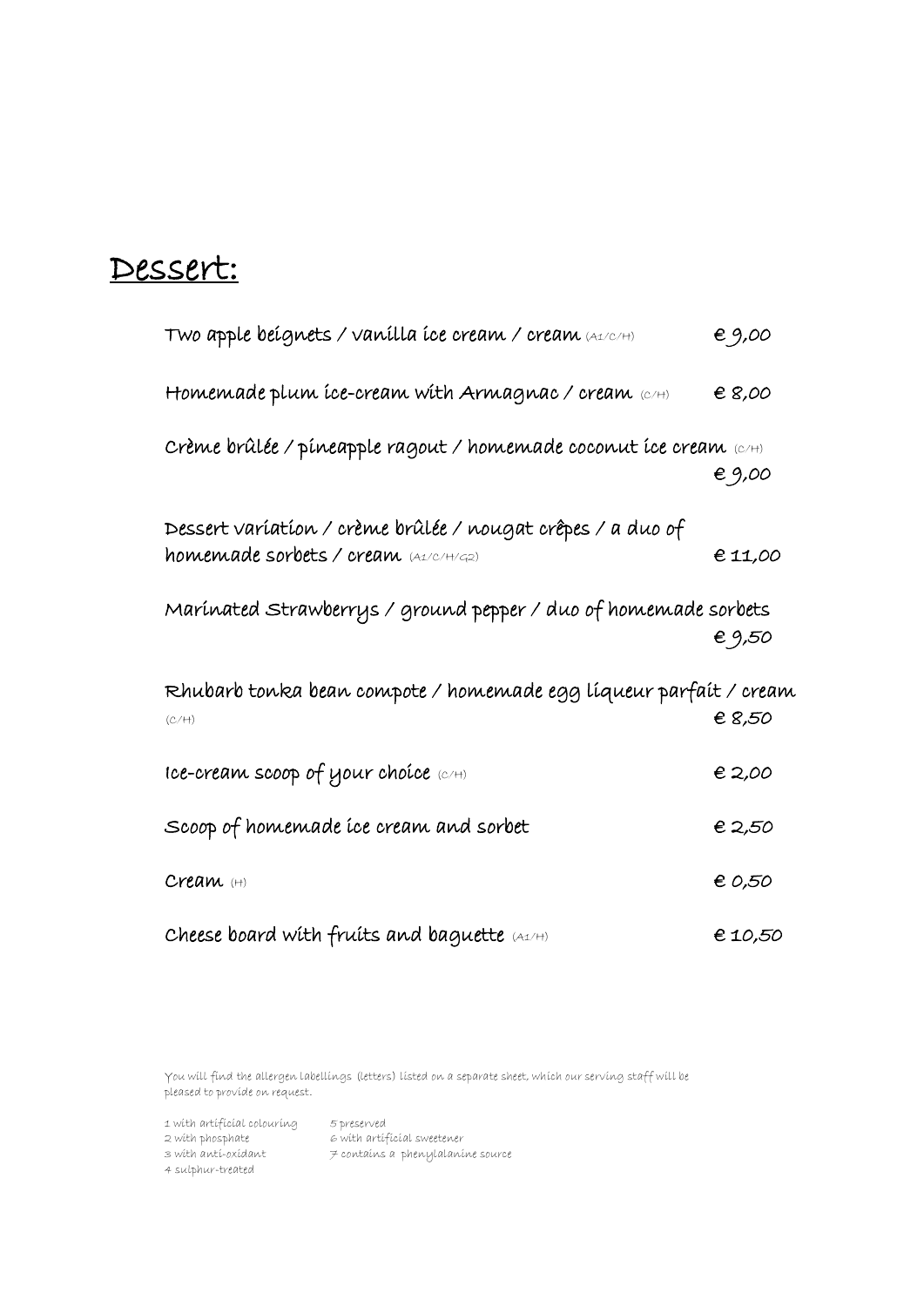# Dessert:

| | |
|---|---|
| Two apple beignets / vanilla ice cream / cream (A1/C/H) | € 9,00 |
| Homemade plum ice-cream with Armagnac / cream (C/H) | € 8,00 |
| Crème brûlée / pineapple ragout / homemade coconut ice cream (C/H) | € 9,00 |
| Dessert variation / crème brûlée / nougat crêpes / a duo of homemade sorbets / cream (A1/C/H/G2) | € 11,00 |
| Marinated Strawberrys / ground pepper / duo of homemade sorbets | € 9,50 |
| Rhubarb tonka bean compote / homemade egg liqueur parfait / cream (C/H) | € 8,50 |
| Ice-cream scoop of your choice (C/H) | € 2,00 |
| Scoop of homemade ice cream and sorbet | € 2,50 |
| Cream (H) | € 0,50 |
| Cheese board with fruits and baguette (A1/H) | € 10,50 |

You will find the allergen labellings (letters) listed on a separate sheet, which our serving staff will be pleased to provide on request.

1 with artificial colouring
2 with phosphate
3 with anti-oxidant
4 sulphur-treated
5 preserved
6 with artificial sweetener
7 contains a phenylalanine source